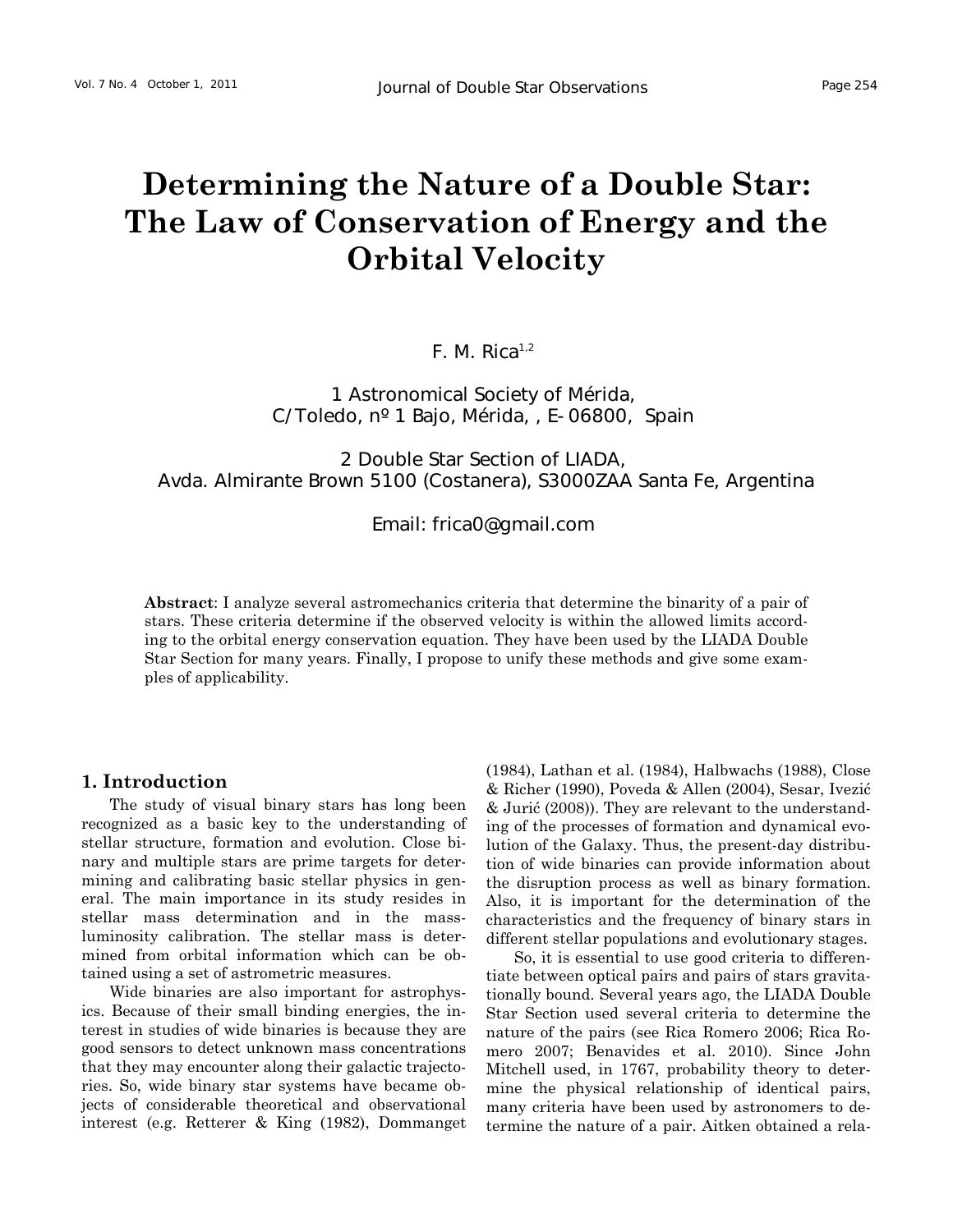# Determining the Nature of a Double Star: The Law of Conservation of Energy and the Orbital Velocity

F. M. Rica[1,2]

1 Astronomical Society of Mérida,
C/Toledo, nº 1 Bajo, Mérida, , E-06800, Spain

2 Double Star Section of LIADA,
Avda. Almirante Brown 5100 (Costanera), S3000ZAA Santa Fe, Argentina

Email: frica0@gmail.com

**Abstract**: I analyze several astromechanics criteria that determine the binarity of a pair of stars. These criteria determine if the observed velocity is within the allowed limits according to the orbital energy conservation equation. They have been used by the LIADA Double Star Section for many years. Finally, I propose to unify these methods and give some examples of applicability.

## 1. Introduction

The study of visual binary stars has long been recognized as a basic key to the understanding of stellar structure, formation and evolution. Close binary and multiple stars are prime targets for determining and calibrating basic stellar physics in general. The main importance in its study resides in stellar mass determination and in the mass-luminosity calibration. The stellar mass is determined from orbital information which can be obtained using a set of astrometric measures.

Wide binaries are also important for astrophysics. Because of their small binding energies, the interest in studies of wide binaries is because they are good sensors to detect unknown mass concentrations that they may encounter along their galactic trajectories. So, wide binary star systems have became objects of considerable theoretical and observational interest (e.g. Retterer & King (1982), Dommanget (1984), Lathan et al. (1984), Halbwachs (1988), Close & Richer (1990), Poveda & Allen (2004), Sesar, Ivezić & Jurić (2008)). They are relevant to the understanding of the processes of formation and dynamical evolution of the Galaxy. Thus, the present-day distribution of wide binaries can provide information about the disruption process as well as binary formation. Also, it is important for the determination of the characteristics and the frequency of binary stars in different stellar populations and evolutionary stages.

So, it is essential to use good criteria to differentiate between optical pairs and pairs of stars gravitationally bound. Several years ago, the LIADA Double Star Section used several criteria to determine the nature of the pairs (see Rica Romero 2006; Rica Romero 2007; Benavides et al. 2010). Since John Mitchell used, in 1767, probability theory to determine the physical relationship of identical pairs, many criteria have been used by astronomers to determine the nature of a pair. Aitken obtained a rela-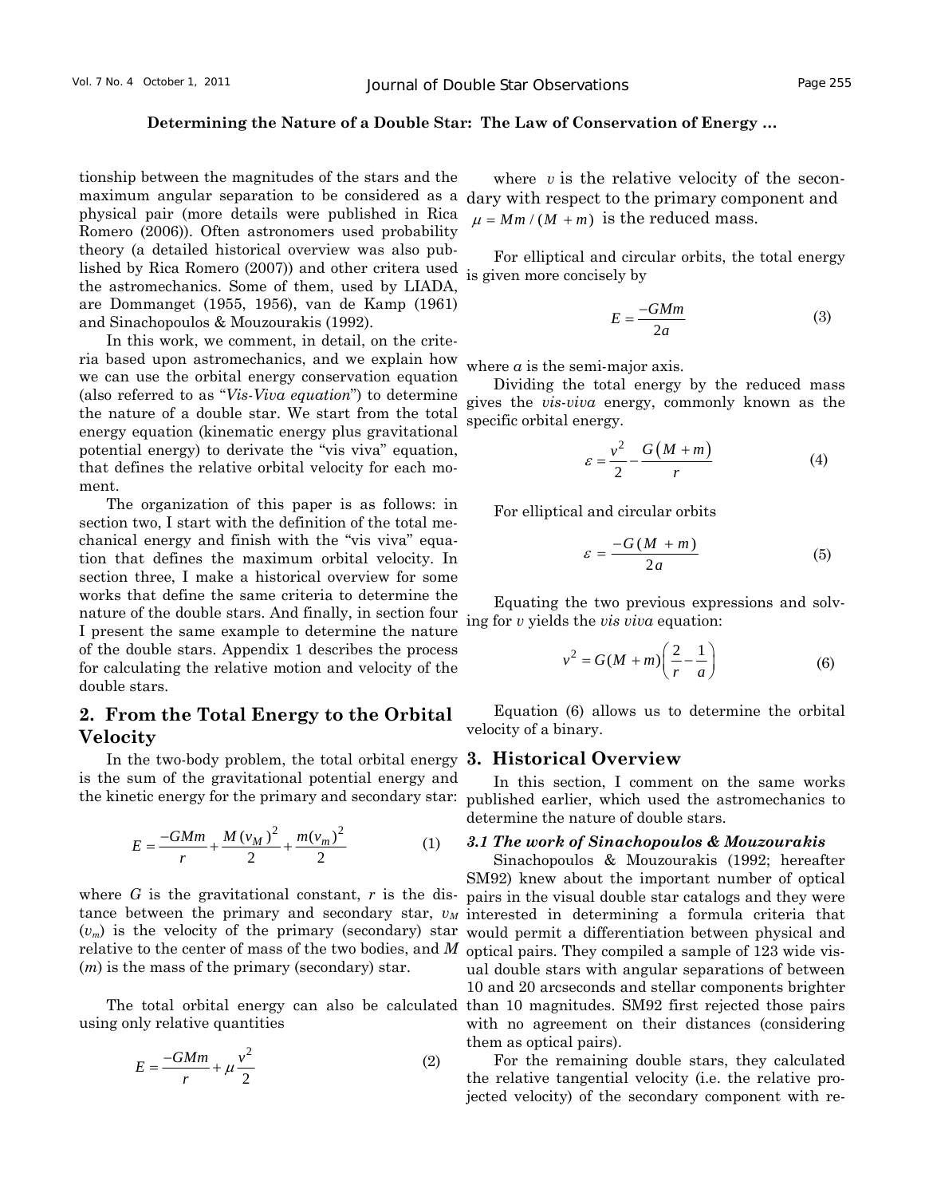tionship between the magnitudes of the stars and the maximum angular separation to be considered as a physical pair (more details were published in Rica Romero (2006)). Often astronomers used probability theory (a detailed historical overview was also published by Rica Romero (2007)) and other critera used the astromechanics. Some of them, used by LIADA, are Dommanget (1955, 1956), van de Kamp (1961) and Sinachopoulos & Mouzourakis (1992).

In this work, we comment, in detail, on the criteria based upon astromechanics, and we explain how we can use the orbital energy conservation equation (also referred to as "*Vis-Viva equation*") to determine the nature of a double star. We start from the total energy equation (kinematic energy plus gravitational potential energy) to derivate the "vis viva" equation, that defines the relative orbital velocity for each moment.

The organization of this paper is as follows: in section two, I start with the definition of the total mechanical energy and finish with the "vis viva" equation that defines the maximum orbital velocity. In section three, I make a historical overview for some works that define the same criteria to determine the nature of the double stars. And finally, in section four I present the same example to determine the nature of the double stars. Appendix 1 describes the process for calculating the relative motion and velocity of the double stars.

## 2. From the Total Energy to the Orbital Velocity

In the two-body problem, the total orbital energy is the sum of the gravitational potential energy and the kinetic energy for the primary and secondary star:

$$E = \frac{-GMm}{r} + \frac{M\,(v_M)^2}{2} + \frac{m(v_m)^2}{2} \qquad (1)$$

where $G$ is the gravitational constant, $r$ is the distance between the primary and secondary star, $v_M$ ($v_m$) is the velocity of the primary (secondary) star relative to the center of mass of the two bodies, and $M$ ($m$) is the mass of the primary (secondary) star.

The total orbital energy can also be calculated using only relative quantities

$$E = \frac{-GMm}{r} + \mu\frac{v^2}{2} \qquad (2)$$

where $v$ is the relative velocity of the secondary with respect to the primary component and $\mu = Mm/(M+m)$ is the reduced mass.

For elliptical and circular orbits, the total energy is given more concisely by

$$E = \frac{-GMm}{2a} \qquad (3)$$

where $a$ is the semi-major axis.

Dividing the total energy by the reduced mass gives the *vis-viva* energy, commonly known as the specific orbital energy.

$$\varepsilon = \frac{v^2}{2} - \frac{G(M+m)}{r} \qquad (4)$$

For elliptical and circular orbits

$$\varepsilon = \frac{-G(M+m)}{2a} \qquad (5)$$

Equating the two previous expressions and solving for $v$ yields the *vis viva* equation:

$$v^2 = G(M+m)\left(\frac{2}{r} - \frac{1}{a}\right) \qquad (6)$$

Equation (6) allows us to determine the orbital velocity of a binary.

## 3. Historical Overview

In this section, I comment on the same works published earlier, which used the astromechanics to determine the nature of double stars.

### *3.1 The work of Sinachopoulos & Mouzourakis*

Sinachopoulos & Mouzourakis (1992; hereafter SM92) knew about the important number of optical pairs in the visual double star catalogs and they were interested in determining a formula criteria that would permit a differentiation between physical and optical pairs. They compiled a sample of 123 wide visual double stars with angular separations of between 10 and 20 arcseconds and stellar components brighter than 10 magnitudes. SM92 first rejected those pairs with no agreement on their distances (considering them as optical pairs).

For the remaining double stars, they calculated the relative tangential velocity (i.e. the relative projected velocity) of the secondary component with re-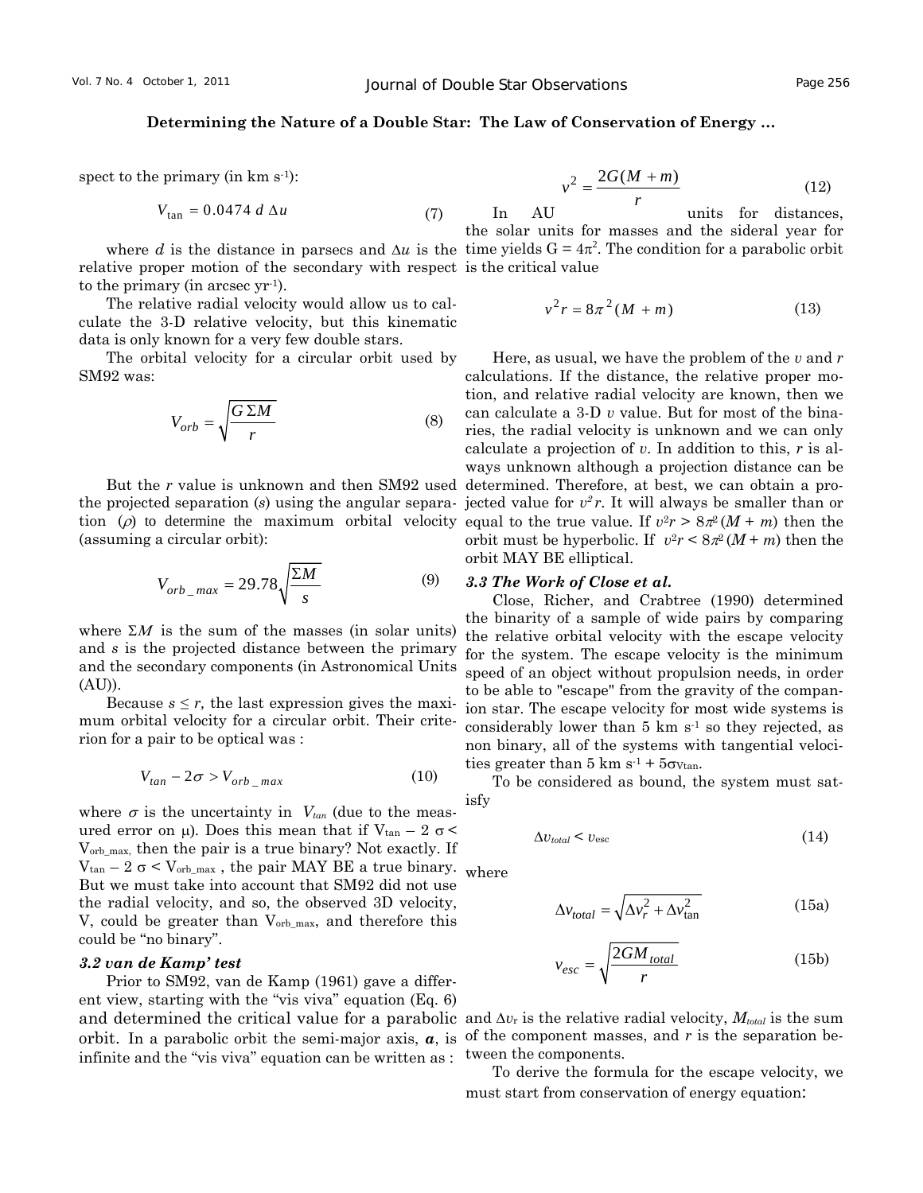spect to the primary (in km s$^{-1}$):

$$V_{\tan} = 0.0474\ d\ \Delta u \tag{7}$$

where $d$ is the distance in parsecs and $\Delta u$ is the relative proper motion of the secondary with respect to the primary (in arcsec yr$^{-1}$).

The relative radial velocity would allow us to calculate the 3-D relative velocity, but this kinematic data is only known for a very few double stars.

The orbital velocity for a circular orbit used by SM92 was:

$$V_{orb} = \sqrt{\frac{G\,\Sigma M}{r}} \tag{8}$$

But the $r$ value is unknown and then SM92 used the projected separation ($s$) using the angular separation ($\rho$) to determine the maximum orbital velocity (assuming a circular orbit):

$$V_{orb\_max} = 29.78\sqrt{\frac{\Sigma M}{s}} \tag{9}$$

where $\Sigma M$ is the sum of the masses (in solar units) and $s$ is the projected distance between the primary and the secondary components (in Astronomical Units (AU)).

Because $s \leq r$, the last expression gives the maximum orbital velocity for a circular orbit. Their criterion for a pair to be optical was :

$$V_{tan} - 2\sigma > V_{orb\_max} \tag{10}$$

where $\sigma$ is the uncertainty in $V_{tan}$ (due to the measured error on μ). Does this mean that if $V_{tan} - 2\,\sigma < V_{orb\_max}$, then the pair is a true binary? Not exactly. If $V_{tan} - 2\,\sigma < V_{orb\_max}$ , the pair MAY BE a true binary. But we must take into account that SM92 did not use the radial velocity, and so, the observed 3D velocity, V, could be greater than $V_{orb\_max}$, and therefore this could be "no binary".

### *3.2 van de Kamp' test*

Prior to SM92, van de Kamp (1961) gave a different view, starting with the "vis viva" equation (Eq. 6) and determined the critical value for a parabolic orbit. In a parabolic orbit the semi-major axis, $\boldsymbol{a}$, is infinite and the "vis viva" equation can be written as :

$$v^2 = \frac{2G(M+m)}{r} \tag{12}$$

In AU units for distances, the solar units for masses and the sideral year for time yields $G = 4\pi^2$. The condition for a parabolic orbit is the critical value

$$v^2 r = 8\pi^2 (M+m) \tag{13}$$

Here, as usual, we have the problem of the $v$ and $r$ calculations. If the distance, the relative proper motion, and relative radial velocity are known, then we can calculate a 3-D $v$ value. But for most of the binaries, the radial velocity is unknown and we can only calculate a projection of $v$. In addition to this, $r$ is always unknown although a projection distance can be determined. Therefore, at best, we can obtain a projected value for $v^2 r$. It will always be smaller than or equal to the true value. If $v^2 r > 8\pi^2 (M + m)$ then the orbit must be hyperbolic. If $v^2 r < 8\pi^2 (M + m)$ then the orbit MAY BE elliptical.

### *3.3 The Work of Close et al.*

Close, Richer, and Crabtree (1990) determined the binarity of a sample of wide pairs by comparing the relative orbital velocity with the escape velocity for the system. The escape velocity is the minimum speed of an object without propulsion needs, in order to be able to "escape" from the gravity of the companion star. The escape velocity for most wide systems is considerably lower than 5 km s$^{-1}$ so they rejected, as non binary, all of the systems with tangential velocities greater than 5 km s$^{-1}$ + 5$\sigma_{Vtan}$.

To be considered as bound, the system must satisfy

$$\Delta v_{total} < v_{esc} \tag{14}$$

where

$$\Delta v_{total} = \sqrt{\Delta v_r^2 + \Delta v_{\tan}^2} \tag{15a}$$

$$v_{esc} = \sqrt{\frac{2GM_{total}}{r}} \tag{15b}$$

and $\Delta v_r$ is the relative radial velocity, $M_{total}$ is the sum of the component masses, and $r$ is the separation between the components.

To derive the formula for the escape velocity, we must start from conservation of energy equation: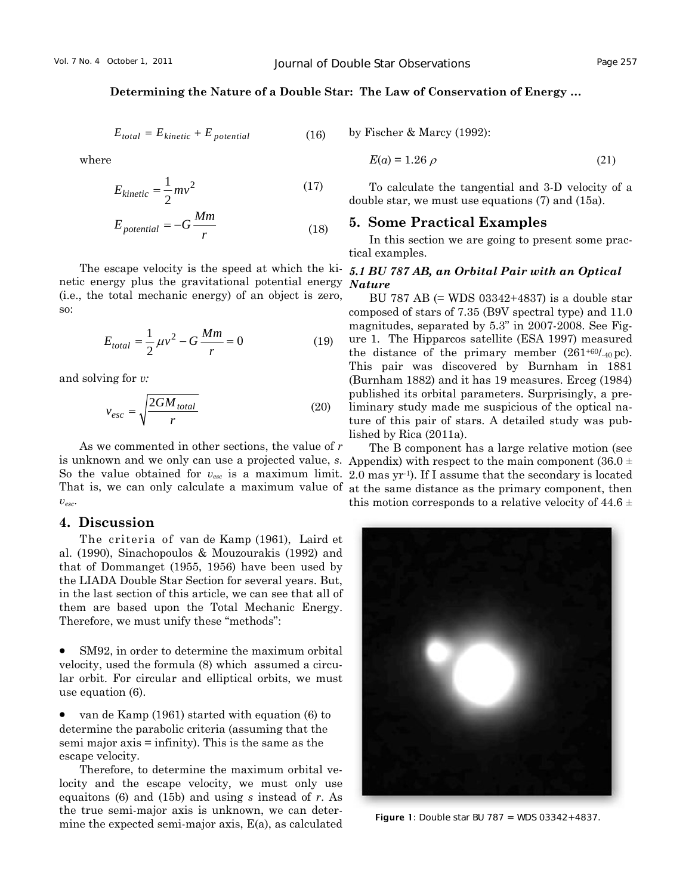$$E_{total} = E_{kinetic} + E_{potential} \qquad (16)$$

where

$$E_{kinetic} = \frac{1}{2}mv^2 \qquad (17)$$

$$E_{potential} = -G\frac{Mm}{r} \qquad (18)$$

The escape velocity is the speed at which the kinetic energy plus the gravitational potential energy (i.e., the total mechanic energy) of an object is zero, so:

$$E_{total} = \frac{1}{2}\mu v^2 - G\frac{Mm}{r} = 0 \qquad (19)$$

and solving for $v$:

$$v_{esc} = \sqrt{\frac{2GM_{total}}{r}} \qquad (20)$$

As we commented in other sections, the value of $r$ is unknown and we only can use a projected value, $s$. So the value obtained for $v_{esc}$ is a maximum limit. That is, we can only calculate a maximum value of $v_{esc}$.

## 4. Discussion

The criteria of van de Kamp (1961), Laird et al. (1990), Sinachopoulos & Mouzourakis (1992) and that of Dommanget (1955, 1956) have been used by the LIADA Double Star Section for several years. But, in the last section of this article, we can see that all of them are based upon the Total Mechanic Energy. Therefore, we must unify these "methods":

- SM92, in order to determine the maximum orbital velocity, used the formula (8) which assumed a circular orbit. For circular and elliptical orbits, we must use equation (6).

- van de Kamp (1961) started with equation (6) to determine the parabolic criteria (assuming that the semi major axis = infinity). This is the same as the escape velocity.

Therefore, to determine the maximum orbital velocity and the escape velocity, we must only use equaitons (6) and (15b) and using $s$ instead of $r$. As the true semi-major axis is unknown, we can determine the expected semi-major axis, E(a), as calculated by Fischer & Marcy (1992):

$$E(a) = 1.26\,\rho \qquad (21)$$

To calculate the tangential and 3-D velocity of a double star, we must use equations (7) and (15a).

## 5. Some Practical Examples

In this section we are going to present some practical examples.

### *5.1 BU 787 AB, an Orbital Pair with an Optical Nature*

BU 787 AB (= WDS 03342+4837) is a double star composed of stars of 7.35 (B9V spectral type) and 11.0 magnitudes, separated by 5.3" in 2007-2008. See Figure 1. The Hipparcos satellite (ESA 1997) measured the distance of the primary member ($261^{+60}/_{-40}$ pc). This pair was discovered by Burnham in 1881 (Burnham 1882) and it has 19 measures. Erceg (1984) published its orbital parameters. Surprisingly, a preliminary study made me suspicious of the optical nature of this pair of stars. A detailed study was published by Rica (2011a).

The B component has a large relative motion (see Appendix) with respect to the main component (36.0 ± 2.0 mas yr$^{-1}$). If I assume that the secondary is located at the same distance as the primary component, then this motion corresponds to a relative velocity of 44.6 ±

**Figure 1**: Double star BU 787 = WDS 03342+4837.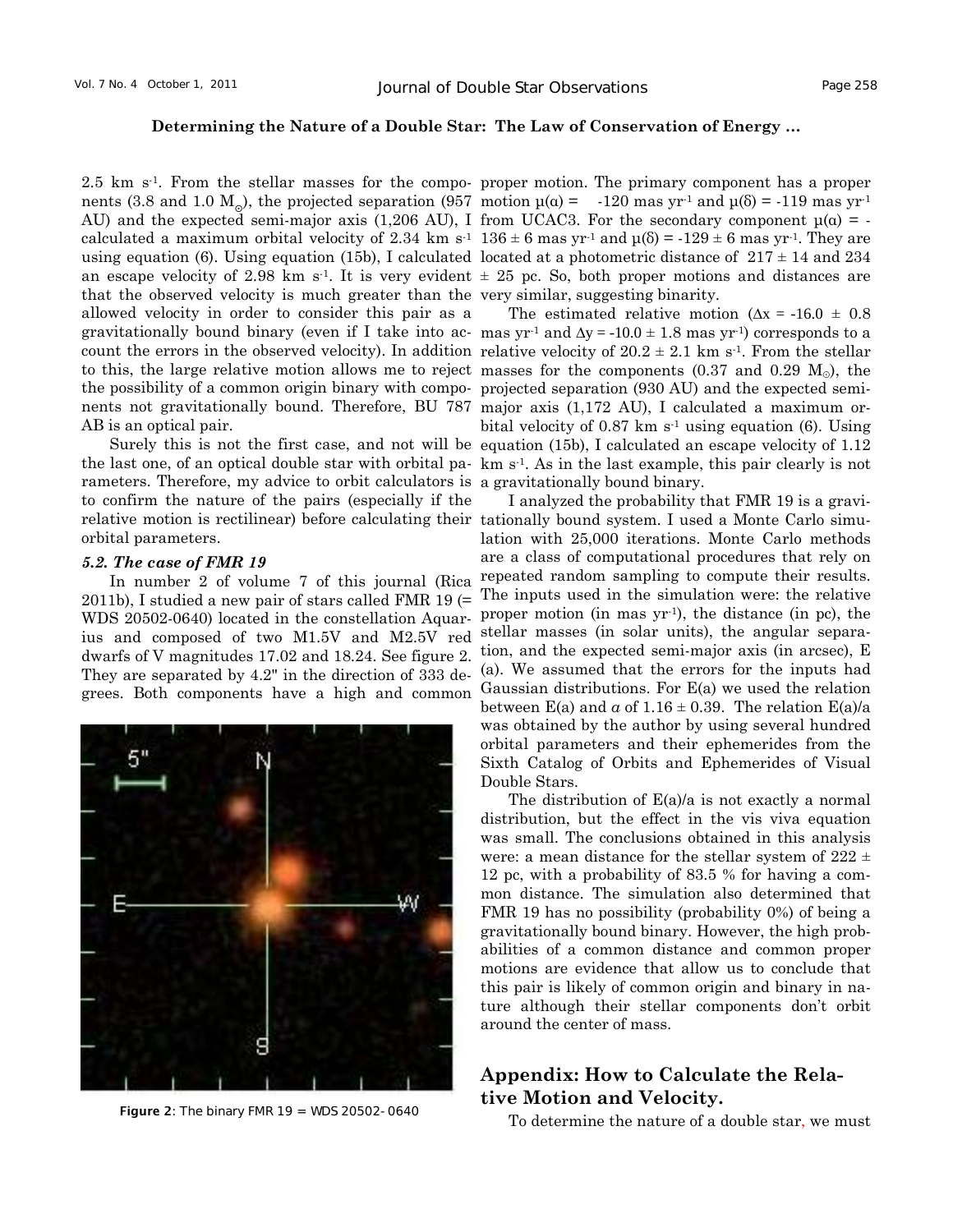2.5 km $s^{-1}$. From the stellar masses for the components (3.8 and 1.0 $M_{\odot}$), the projected separation (957 AU) and the expected semi-major axis (1,206 AU), I calculated a maximum orbital velocity of 2.34 km $s^{-1}$ using equation (6). Using equation (15b), I calculated an escape velocity of 2.98 km $s^{-1}$. It is very evident that the observed velocity is much greater than the allowed velocity in order to consider this pair as a gravitationally bound binary (even if I take into account the errors in the observed velocity). In addition to this, the large relative motion allows me to reject the possibility of a common origin binary with components not gravitationally bound. Therefore, BU 787 AB is an optical pair.

Surely this is not the first case, and not will be the last one, of an optical double star with orbital parameters. Therefore, my advice to orbit calculators is to confirm the nature of the pairs (especially if the relative motion is rectilinear) before calculating their orbital parameters.

### *5.2. The case of FMR 19*

In number 2 of volume 7 of this journal (Rica 2011b), I studied a new pair of stars called FMR 19 (= WDS 20502-0640) located in the constellation Aquarius and composed of two M1.5V and M2.5V red dwarfs of V magnitudes 17.02 and 18.24. See figure 2. They are separated by 4.2" in the direction of 333 degrees. Both components have a high and common proper motion. The primary component has a proper motion $\mu(\alpha)$ = -120 mas $yr^{-1}$ and $\mu(\delta)$ = -119 mas $yr^{-1}$ from UCAC3. For the secondary component $\mu(\alpha)$ = -136 ± 6 mas $yr^{-1}$ and $\mu(\delta)$ = -129 ± 6 mas $yr^{-1}$. They are located at a photometric distance of 217 ± 14 and 234 ± 25 pc. So, both proper motions and distances are very similar, suggesting binarity.

Figure 2: The binary FMR 19 = WDS 20502- 0640

The estimated relative motion ($\Delta x$ = -16.0 ± 0.8 mas $yr^{-1}$ and $\Delta y$ = -10.0 ± 1.8 mas $yr^{-1}$) corresponds to a relative velocity of 20.2 ± 2.1 km $s^{-1}$. From the stellar masses for the components (0.37 and 0.29 $M_{\odot}$), the projected separation (930 AU) and the expected semi-major axis (1,172 AU), I calculated a maximum orbital velocity of 0.87 km $s^{-1}$ using equation (6). Using equation (15b), I calculated an escape velocity of 1.12 km $s^{-1}$. As in the last example, this pair clearly is not a gravitationally bound binary.

I analyzed the probability that FMR 19 is a gravitationally bound system. I used a Monte Carlo simulation with 25,000 iterations. Monte Carlo methods are a class of computational procedures that rely on repeated random sampling to compute their results. The inputs used in the simulation were: the relative proper motion (in mas $yr^{-1}$), the distance (in pc), the stellar masses (in solar units), the angular separation, and the expected semi-major axis (in arcsec), E (a). We assumed that the errors for the inputs had Gaussian distributions. For E(a) we used the relation between E(a) and $a$ of 1.16 ± 0.39. The relation E(a)/a was obtained by the author by using several hundred orbital parameters and their ephemerides from the Sixth Catalog of Orbits and Ephemerides of Visual Double Stars.

The distribution of E(a)/a is not exactly a normal distribution, but the effect in the vis viva equation was small. The conclusions obtained in this analysis were: a mean distance for the stellar system of 222 ± 12 pc, with a probability of 83.5 % for having a common distance. The simulation also determined that FMR 19 has no possibility (probability 0%) of being a gravitationally bound binary. However, the high probabilities of a common distance and common proper motions are evidence that allow us to conclude that this pair is likely of common origin and binary in nature although their stellar components don't orbit around the center of mass.

## Appendix: How to Calculate the Relative Motion and Velocity.

To determine the nature of a double star, we must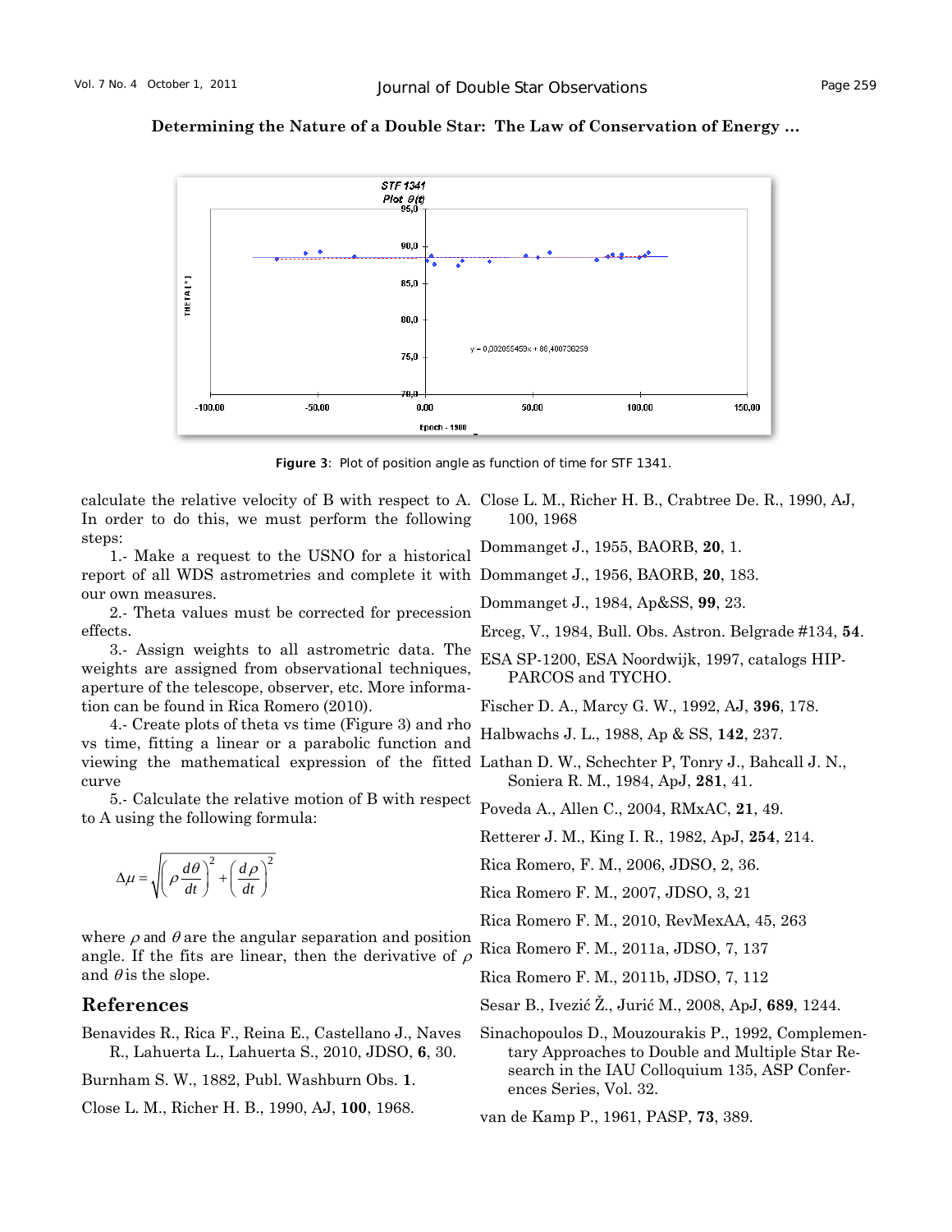STF 1341

Plot θ(t)

95,0

90,0

85,0

80,0

75,0

70,0

THETA [°]

y = 0,002065453x + 88,400736259

-100,00

-50,00

0,00

50,00

100,00

150,00

Epoch - 1900

**Figure 3**: Plot of position angle as function of time for STF 1341.

calculate the relative velocity of B with respect to A. In order to do this, we must perform the following steps:

1.- Make a request to the USNO for a historical report of all WDS astrometries and complete it with our own measures.

2.- Theta values must be corrected for precession effects.

3.- Assign weights to all astrometric data. The weights are assigned from observational techniques, aperture of the telescope, observer, etc. More information can be found in Rica Romero (2010).

4.- Create plots of theta vs time (Figure 3) and rho vs time, fitting a linear or a parabolic function and viewing the mathematical expression of the fitted curve

5.- Calculate the relative motion of B with respect to A using the following formula:

$$\Delta\mu = \sqrt{\left(\rho \frac{d\theta}{dt}\right)^2 + \left(\frac{d\rho}{dt}\right)^2}$$

where $\rho$ and $\theta$ are the angular separation and position angle. If the fits are linear, then the derivative of $\rho$ and $\theta$ is the slope.

## References

Benavides R., Rica F., Reina E., Castellano J., Naves R., Lahuerta L., Lahuerta S., 2010, JDSO, **6**, 30.

Burnham S. W., 1882, Publ. Washburn Obs. **1**.

Close L. M., Richer H. B., 1990, AJ, **100**, 1968.

Close L. M., Richer H. B., Crabtree De. R., 1990, AJ, 100, 1968

Dommanget J., 1955, BAORB, **20**, 1.

Dommanget J., 1956, BAORB, **20**, 183.

Dommanget J., 1984, Ap&SS, **99**, 23.

Erceg, V., 1984, Bull. Obs. Astron. Belgrade #134, **54**.

ESA SP-1200, ESA Noordwijk, 1997, catalogs HIPPARCOS and TYCHO.

Fischer D. A., Marcy G. W., 1992, AJ, **396**, 178.

Halbwachs J. L., 1988, Ap & SS, **142**, 237.

Lathan D. W., Schechter P, Tonry J., Bahcall J. N., Soniera R. M., 1984, ApJ, **281**, 41.

Poveda A., Allen C., 2004, RMxAC, **21**, 49.

Retterer J. M., King I. R., 1982, ApJ, **254**, 214.

Rica Romero, F. M., 2006, JDSO, 2, 36.

Rica Romero F. M., 2007, JDSO, 3, 21

Rica Romero F. M., 2010, RevMexAA, 45, 263

Rica Romero F. M., 2011a, JDSO, 7, 137

Rica Romero F. M., 2011b, JDSO, 7, 112

Sesar B., Ivezić Ž., Jurić M., 2008, ApJ, **689**, 1244.

Sinachopoulos D., Mouzourakis P., 1992, Complementary Approaches to Double and Multiple Star Research in the IAU Colloquium 135, ASP Conferences Series, Vol. 32.

van de Kamp P., 1961, PASP, **73**, 389.